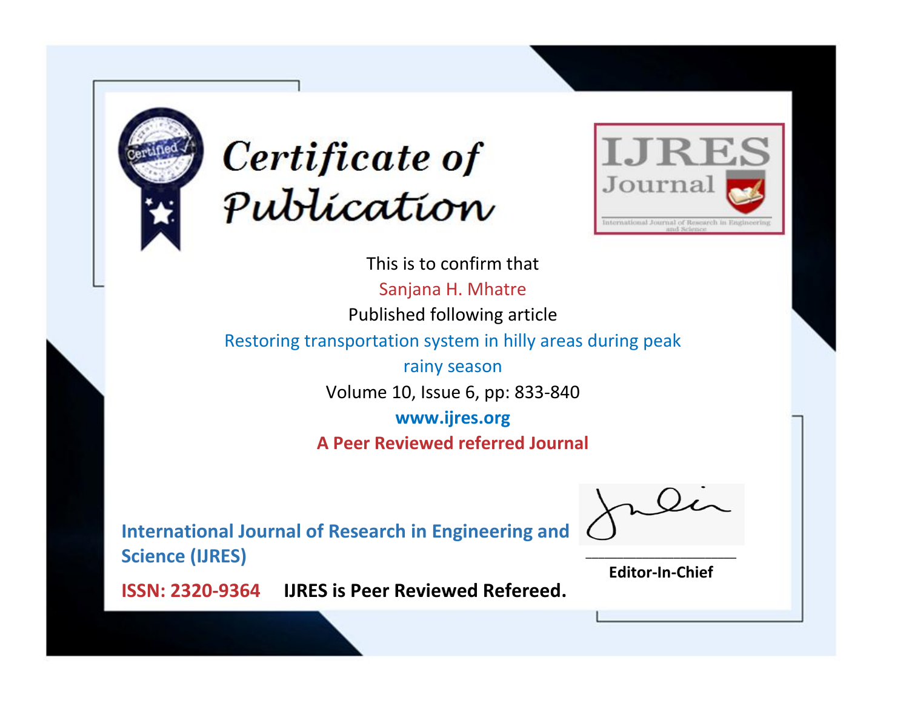# Certificate of Publication

IJRES Journal

International Journal of Research in Engineering and Science

This is to confirm that

Sanjana H. Mhatre

Published following article

Restoring transportation system in hilly areas during peak rainy season

Volume 10, Issue 6, pp: 833-840

**www.ijres.org**

**A Peer Reviewed referred Journal**

**International Journal of Research in Engineering and Science (IJRES)**

**ISSN: 2320-9364** **IJRES is Peer Reviewed Refereed.**

**Editor-In-Chief**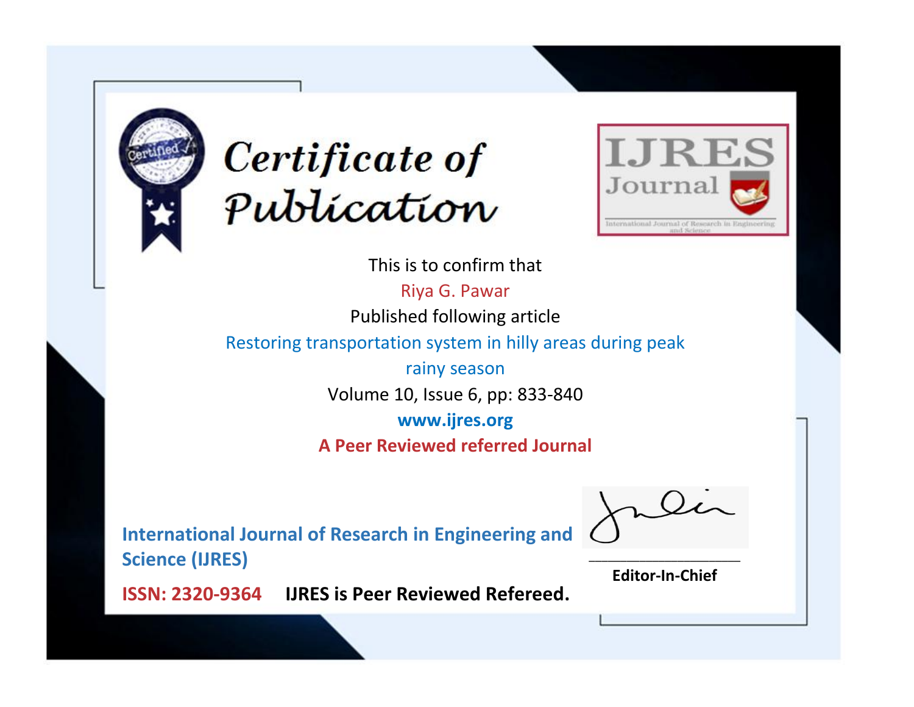# Certificate of Publication

IJRES Journal

International Journal of Research in Engineering and Science

This is to confirm that

Riya G. Pawar

Published following article

Restoring transportation system in hilly areas during peak rainy season

Volume 10, Issue 6, pp: 833-840

**www.ijres.org**

**A Peer Reviewed referred Journal**

**International Journal of Research in Engineering and Science (IJRES)**

**ISSN: 2320-9364** **IJRES is Peer Reviewed Refereed.**

**Editor-In-Chief**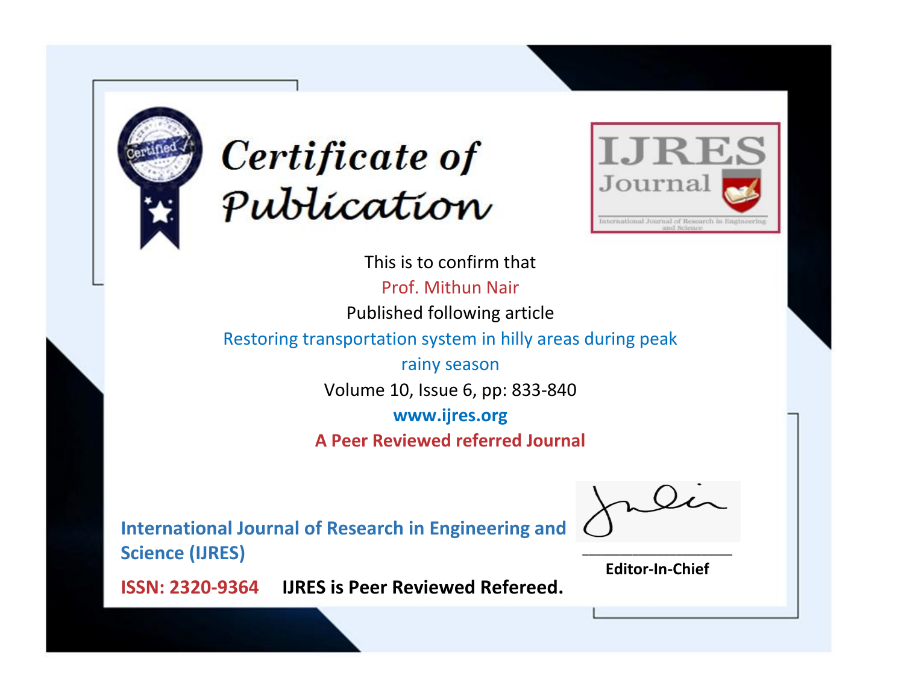# Certificate of Publication

**IJRES Journal**

International Journal of Research in Engineering and Science

This is to confirm that

Prof. Mithun Nair

Published following article

Restoring transportation system in hilly areas during peak rainy season

Volume 10, Issue 6, pp: 833-840

**www.ijres.org**

**A Peer Reviewed referred Journal**

**International Journal of Research in Engineering and Science (IJRES)**

**ISSN: 2320-9364** **IJRES is Peer Reviewed Refereed.**

**Editor-In-Chief**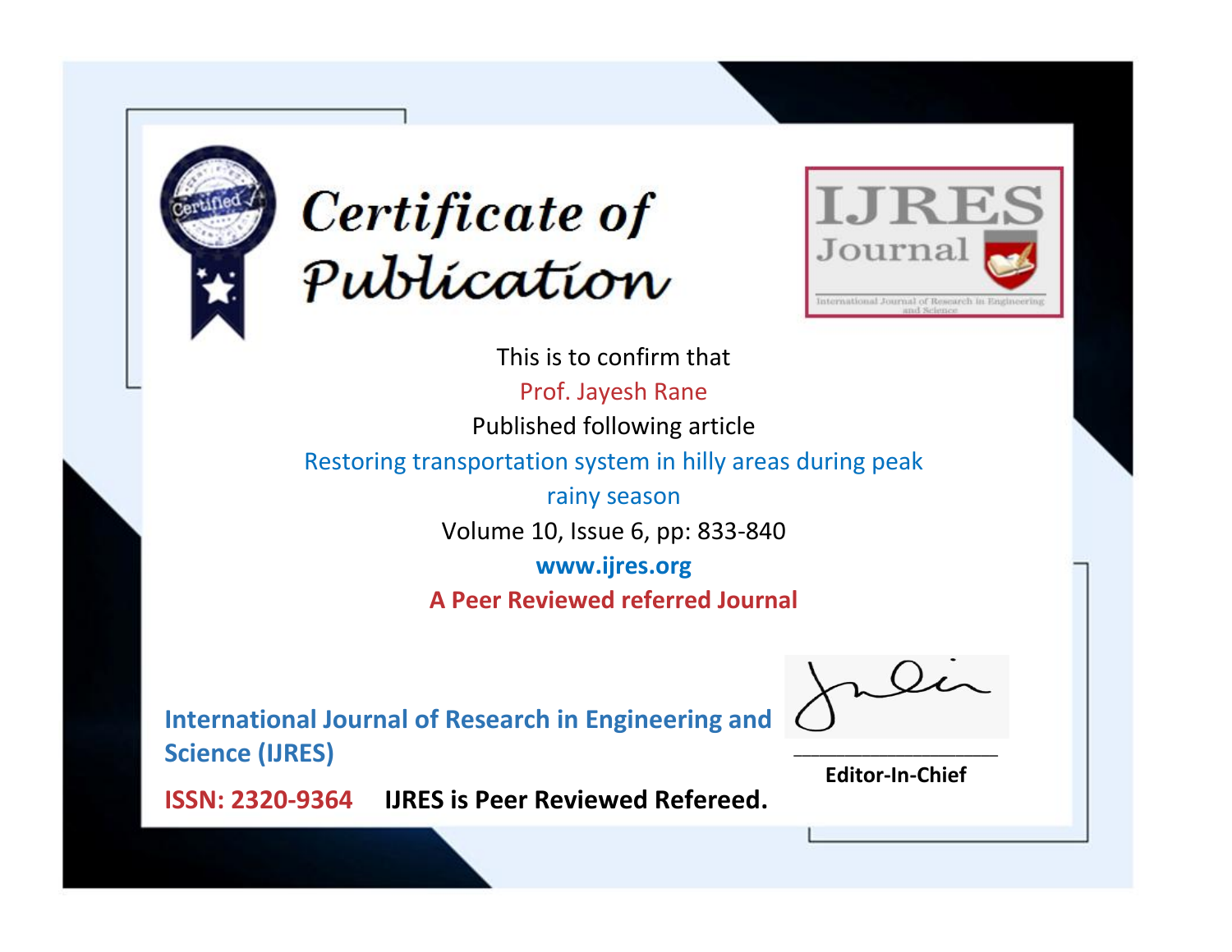# Certificate of Publication

IJRES Journal

International Journal of Research in Engineering and Science

This is to confirm that

Prof. Jayesh Rane

Published following article

Restoring transportation system in hilly areas during peak rainy season

Volume 10, Issue 6, pp: 833-840

**www.ijres.org**

**A Peer Reviewed referred Journal**

**International Journal of Research in Engineering and Science (IJRES)**

**ISSN: 2320-9364** **IJRES is Peer Reviewed Refereed.**

**Editor-In-Chief**